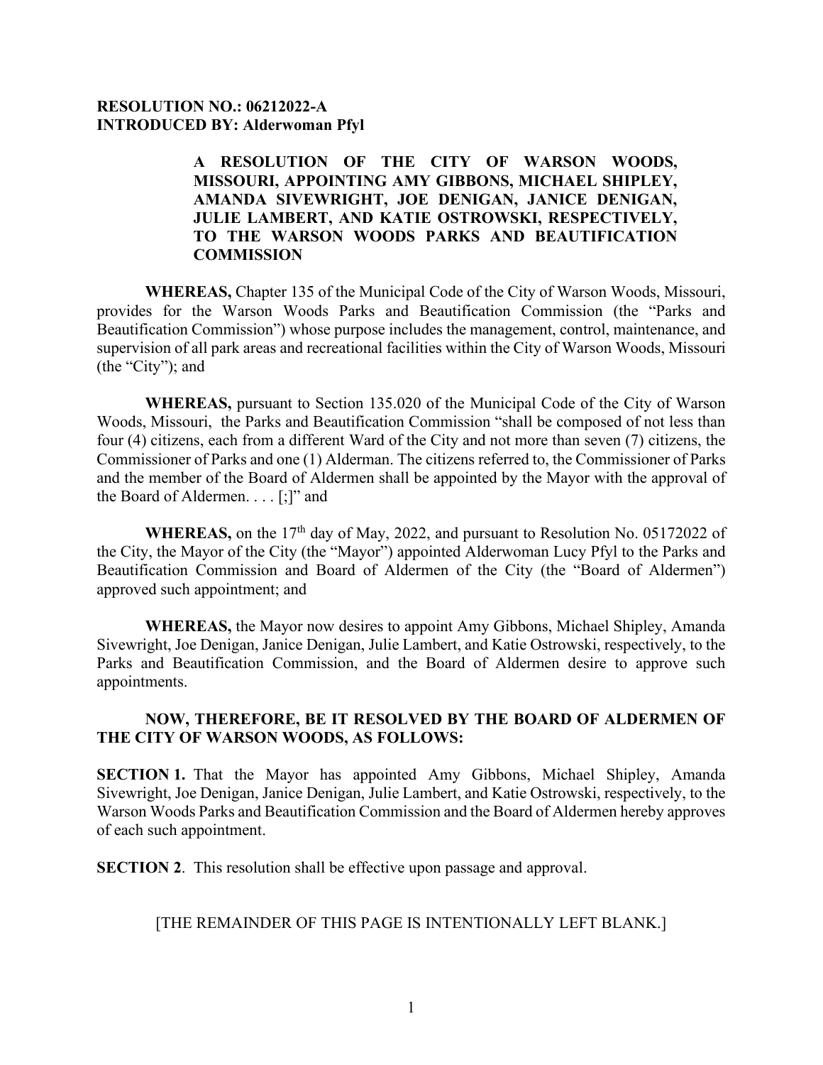**RESOLUTION NO.: 06212022-A**
**INTRODUCED BY: Alderwoman Pfyl**

**A RESOLUTION OF THE CITY OF WARSON WOODS, MISSOURI, APPOINTING AMY GIBBONS, MICHAEL SHIPLEY, AMANDA SIVEWRIGHT, JOE DENIGAN, JANICE DENIGAN, JULIE LAMBERT, AND KATIE OSTROWSKI, RESPECTIVELY, TO THE WARSON WOODS PARKS AND BEAUTIFICATION COMMISSION**

**WHEREAS,** Chapter 135 of the Municipal Code of the City of Warson Woods, Missouri, provides for the Warson Woods Parks and Beautification Commission (the "Parks and Beautification Commission") whose purpose includes the management, control, maintenance, and supervision of all park areas and recreational facilities within the City of Warson Woods, Missouri (the "City"); and

**WHEREAS,** pursuant to Section 135.020 of the Municipal Code of the City of Warson Woods, Missouri, the Parks and Beautification Commission "shall be composed of not less than four (4) citizens, each from a different Ward of the City and not more than seven (7) citizens, the Commissioner of Parks and one (1) Alderman. The citizens referred to, the Commissioner of Parks and the member of the Board of Aldermen shall be appointed by the Mayor with the approval of the Board of Aldermen. . . . [;]" and

**WHEREAS,** on the 17th day of May, 2022, and pursuant to Resolution No. 05172022 of the City, the Mayor of the City (the "Mayor") appointed Alderwoman Lucy Pfyl to the Parks and Beautification Commission and Board of Aldermen of the City (the "Board of Aldermen") approved such appointment; and

**WHEREAS,** the Mayor now desires to appoint Amy Gibbons, Michael Shipley, Amanda Sivewright, Joe Denigan, Janice Denigan, Julie Lambert, and Katie Ostrowski, respectively, to the Parks and Beautification Commission, and the Board of Aldermen desire to approve such appointments.

**NOW, THEREFORE, BE IT RESOLVED BY THE BOARD OF ALDERMEN OF THE CITY OF WARSON WOODS, AS FOLLOWS:**

**SECTION 1.** That the Mayor has appointed Amy Gibbons, Michael Shipley, Amanda Sivewright, Joe Denigan, Janice Denigan, Julie Lambert, and Katie Ostrowski, respectively, to the Warson Woods Parks and Beautification Commission and the Board of Aldermen hereby approves of each such appointment.

**SECTION 2**. This resolution shall be effective upon passage and approval.

[THE REMAINDER OF THIS PAGE IS INTENTIONALLY LEFT BLANK.]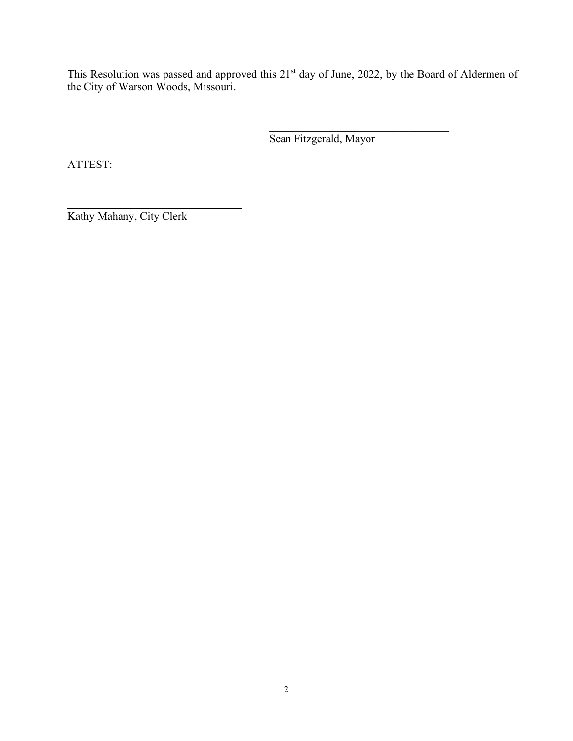This Resolution was passed and approved this 21st day of June, 2022, by the Board of Aldermen of the City of Warson Woods, Missouri.

\_\_\_\_\_\_\_\_\_\_\_\_\_\_\_\_\_\_\_\_\_\_\_\_\_\_\_\_\_\_\_\_

Sean Fitzgerald, Mayor

ATTEST:

\_\_\_\_\_\_\_\_\_\_\_\_\_\_\_\_\_\_\_\_\_\_\_\_\_\_\_\_\_\_\_\_

Kathy Mahany, City Clerk